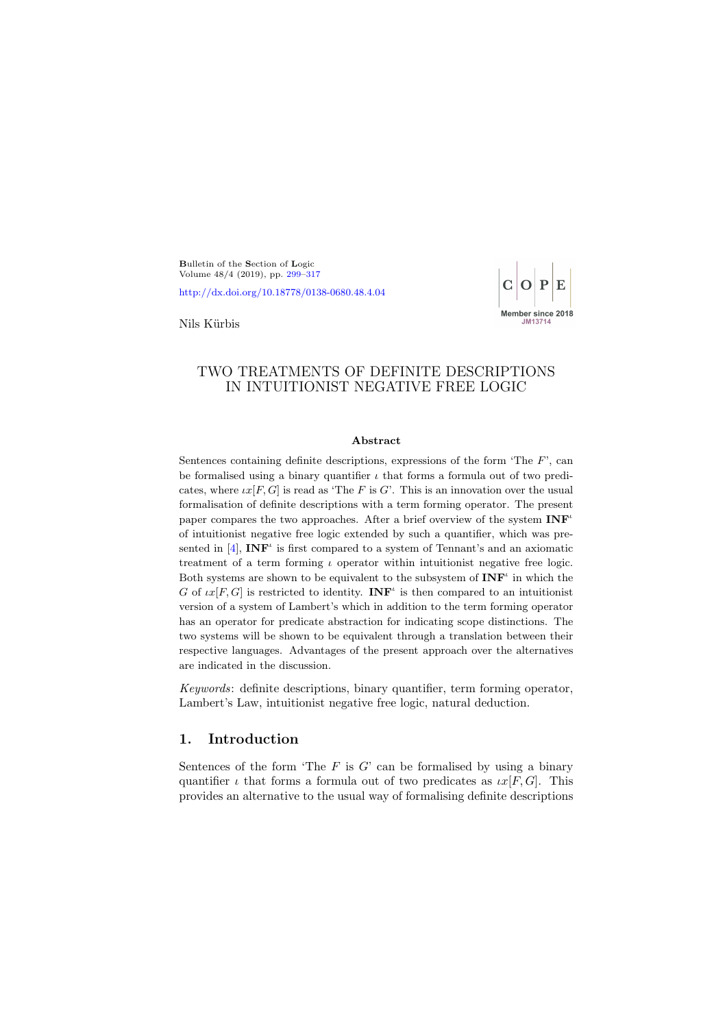Bulletin of the Section of Logic
Volume 48/4 (2019), pp. 299–317

http://dx.doi.org/10.18778/0138-0680.48.4.04

Nils Kürbis

# TWO TREATMENTS OF DEFINITE DESCRIPTIONS IN INTUITIONIST NEGATIVE FREE LOGIC

### Abstract

Sentences containing definite descriptions, expressions of the form 'The $F$', can be formalised using a binary quantifier $\iota$ that forms a formula out of two predicates, where $\iota x[F, G]$ is read as 'The $F$ is $G$'. This is an innovation over the usual formalisation of definite descriptions with a term forming operator. The present paper compares the two approaches. After a brief overview of the system $\mathbf{INF}^\iota$ of intuitionist negative free logic extended by such a quantifier, which was presented in [4], $\mathbf{INF}^\iota$ is first compared to a system of Tennant's and an axiomatic treatment of a term forming $\iota$ operator within intuitionist negative free logic. Both systems are shown to be equivalent to the subsystem of $\mathbf{INF}^\iota$ in which the $G$ of $\iota x[F, G]$ is restricted to identity. $\mathbf{INF}^\iota$ is then compared to an intuitionist version of a system of Lambert's which in addition to the term forming operator has an operator for predicate abstraction for indicating scope distinctions. The two systems will be shown to be equivalent through a translation between their respective languages. Advantages of the present approach over the alternatives are indicated in the discussion.

*Keywords*: definite descriptions, binary quantifier, term forming operator, Lambert's Law, intuitionist negative free logic, natural deduction.

## 1. Introduction

Sentences of the form 'The $F$ is $G$' can be formalised by using a binary quantifier $\iota$ that forms a formula out of two predicates as $\iota x[F, G]$. This provides an alternative to the usual way of formalising definite descriptions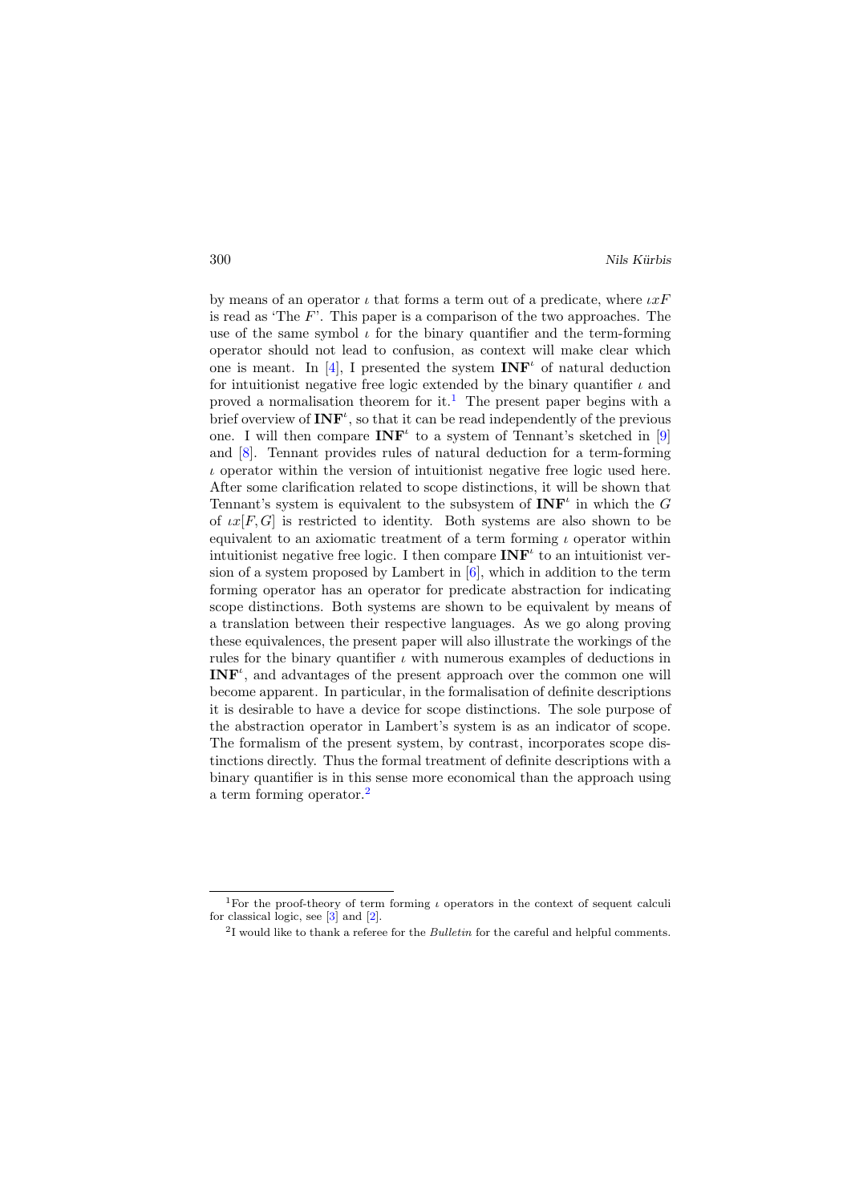by means of an operator $\iota$ that forms a term out of a predicate, where $\iota xF$ is read as 'The $F$'. This paper is a comparison of the two approaches. The use of the same symbol $\iota$ for the binary quantifier and the term-forming operator should not lead to confusion, as context will make clear which one is meant. In [4], I presented the system $\mathbf{INF}^{\iota}$ of natural deduction for intuitionist negative free logic extended by the binary quantifier $\iota$ and proved a normalisation theorem for it.[1] The present paper begins with a brief overview of $\mathbf{INF}^{\iota}$, so that it can be read independently of the previous one. I will then compare $\mathbf{INF}^{\iota}$ to a system of Tennant's sketched in [9] and [8]. Tennant provides rules of natural deduction for a term-forming $\iota$ operator within the version of intuitionist negative free logic used here. After some clarification related to scope distinctions, it will be shown that Tennant's system is equivalent to the subsystem of $\mathbf{INF}^{\iota}$ in which the $G$ of $\iota x[F, G]$ is restricted to identity. Both systems are also shown to be equivalent to an axiomatic treatment of a term forming $\iota$ operator within intuitionist negative free logic. I then compare $\mathbf{INF}^{\iota}$ to an intuitionist version of a system proposed by Lambert in [6], which in addition to the term forming operator has an operator for predicate abstraction for indicating scope distinctions. Both systems are shown to be equivalent by means of a translation between their respective languages. As we go along proving these equivalences, the present paper will also illustrate the workings of the rules for the binary quantifier $\iota$ with numerous examples of deductions in $\mathbf{INF}^{\iota}$, and advantages of the present approach over the common one will become apparent. In particular, in the formalisation of definite descriptions it is desirable to have a device for scope distinctions. The sole purpose of the abstraction operator in Lambert's system is as an indicator of scope. The formalism of the present system, by contrast, incorporates scope distinctions directly. Thus the formal treatment of definite descriptions with a binary quantifier is in this sense more economical than the approach using a term forming operator.[2]

---

[1] For the proof-theory of term forming $\iota$ operators in the context of sequent calculi for classical logic, see [3] and [2].

[2] I would like to thank a referee for the *Bulletin* for the careful and helpful comments.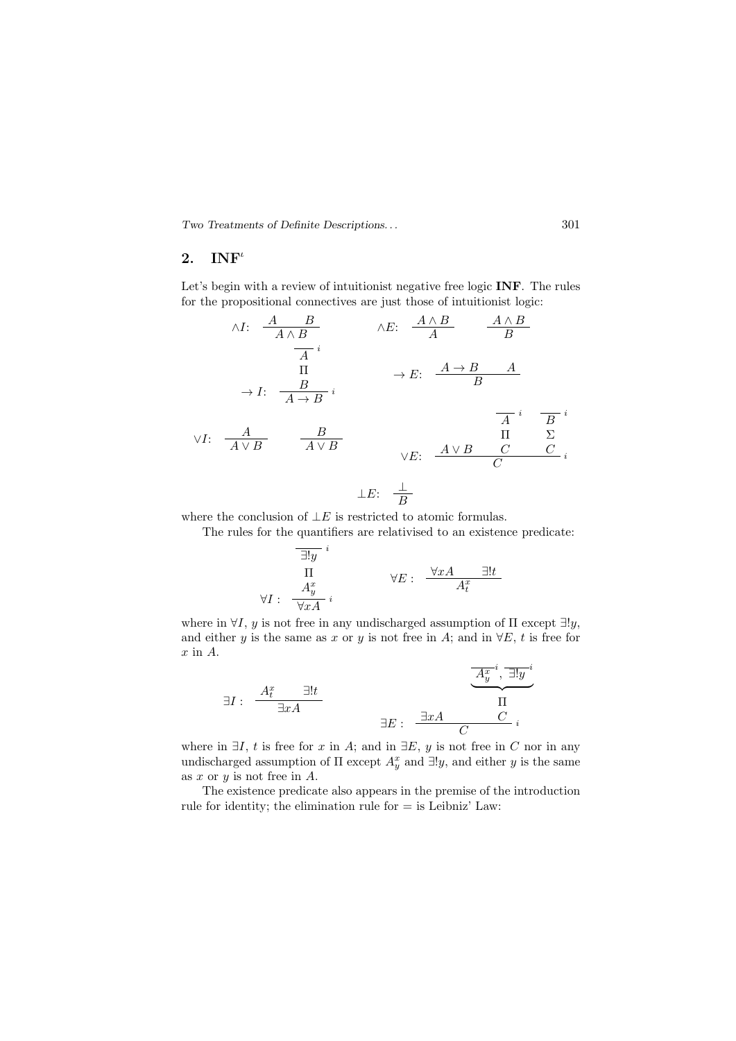## 2. $\mathbf{INF}^\iota$

Let's begin with a review of intuitionist negative free logic **INF**. The rules for the propositional connectives are just those of intuitionist logic:

$$\wedge I\!: \quad \frac{A \qquad B}{A \wedge B} \qquad\qquad \wedge E\!: \quad \frac{A \wedge B}{A} \qquad \frac{A \wedge B}{B}$$

$$\rightarrow I\!: \quad \dfrac{\begin{array}{c}\overline{A}^{\,i}\\ \Pi \\ B\end{array}}{A \rightarrow B}\,i \qquad\qquad \rightarrow E\!: \quad \frac{A \rightarrow B \qquad A}{B}$$

$$\vee I\!: \quad \frac{A}{A \vee B} \qquad \frac{B}{A \vee B} \qquad\qquad \vee E\!: \quad \dfrac{A \vee B \qquad \begin{array}{c}\overline{A}^{\,i}\\ \Pi \\ C\end{array} \qquad \begin{array}{c}\overline{B}^{\,i}\\ \Sigma \\ C\end{array}}{C}\,i$$

$$\bot E\!: \quad \frac{\bot}{B}$$

where the conclusion of $\bot E$ is restricted to atomic formulas.

The rules for the quantifiers are relativised to an existence predicate:

$$\forall I: \quad \dfrac{\begin{array}{c}\overline{\exists! y}^{\,i}\\ \Pi \\ A^x_y\end{array}}{\forall x A}\,i \qquad\qquad \forall E: \quad \frac{\forall x A \qquad \exists! t}{A^x_t}$$

where in $\forall I$, $y$ is not free in any undischarged assumption of $\Pi$ except $\exists! y$, and either $y$ is the same as $x$ or $y$ is not free in $A$; and in $\forall E$, $t$ is free for $x$ in $A$.

$$\exists I: \quad \frac{A^x_t \qquad \exists! t}{\exists x A} \qquad\qquad \exists E: \quad \dfrac{\exists x A \qquad \begin{array}{c}\underbrace{\overline{A^x_y}^{\,i},\ \overline{\exists! y}^{\,i}}\\ \Pi \\ C\end{array}}{C}\,i$$

where in $\exists I$, $t$ is free for $x$ in $A$; and in $\exists E$, $y$ is not free in $C$ nor in any undischarged assumption of $\Pi$ except $A^x_y$ and $\exists! y$, and either $y$ is the same as $x$ or $y$ is not free in $A$.

The existence predicate also appears in the premise of the introduction rule for identity; the elimination rule for $=$ is Leibniz' Law: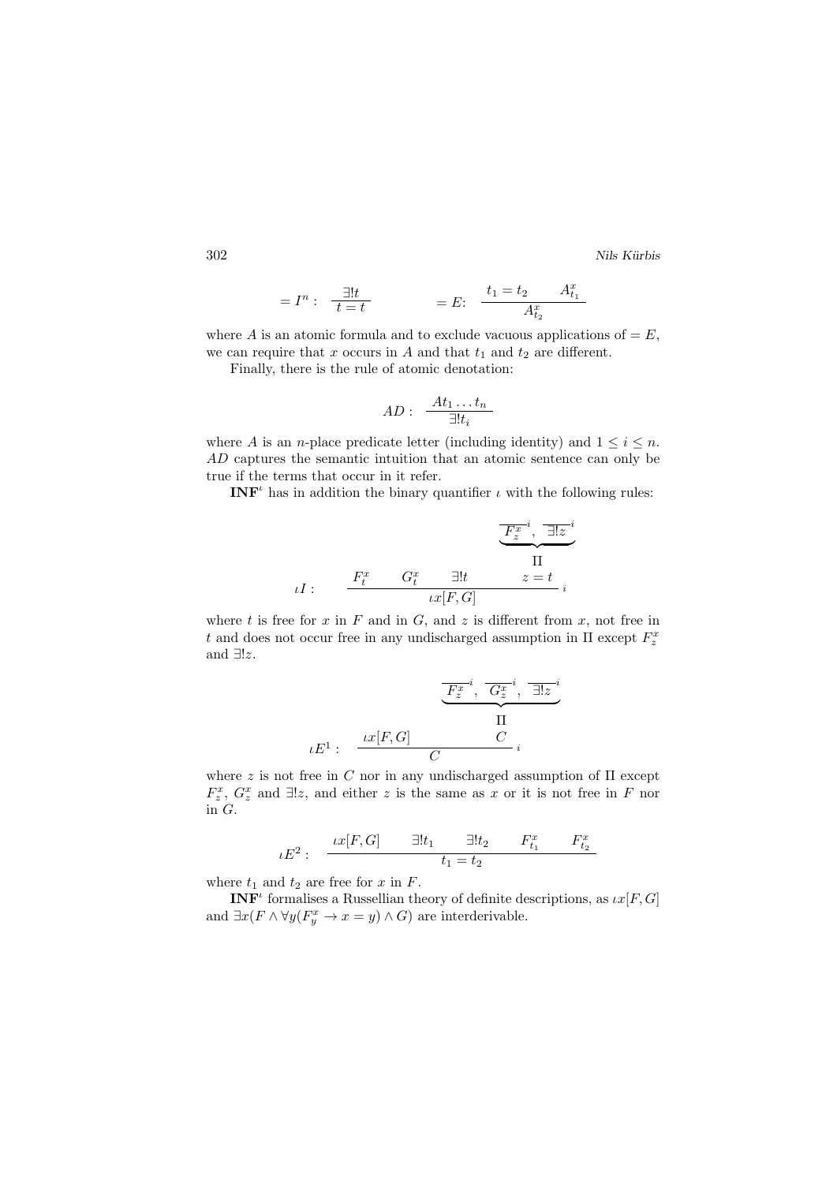$$=I^n: \quad \frac{\exists! t}{t = t} \qquad\qquad =E: \quad \frac{t_1 = t_2 \qquad A^x_{t_1}}{A^x_{t_2}}$$

where $A$ is an atomic formula and to exclude vacuous applications of $=E$, we can require that $x$ occurs in $A$ and that $t_1$ and $t_2$ are different.

Finally, there is the rule of atomic denotation:

$$AD: \quad \frac{At_1 \dots t_n}{\exists! t_i}$$

where $A$ is an $n$-place predicate letter (including identity) and $1 \leq i \leq n$. $AD$ captures the semantic intuition that an atomic sentence can only be true if the terms that occur in it refer.

$\mathbf{INF}^\iota$ has in addition the binary quantifier $\iota$ with the following rules:

$$\iota I: \quad \frac{F^x_t \qquad G^x_t \qquad \exists! t \qquad \begin{array}{c} \underbrace{\overline{F^x_z}^{\,i},\ \overline{\exists! z}^{\,i}} \\ \Pi \\ z = t \end{array}}{\iota x[F, G]}\ i$$

where $t$ is free for $x$ in $F$ and in $G$, and $z$ is different from $x$, not free in $t$ and does not occur free in any undischarged assumption in $\Pi$ except $F^x_z$ and $\exists! z$.

$$\iota E^1: \quad \frac{\iota x[F, G] \qquad \begin{array}{c} \underbrace{\overline{F^x_z}^{\,i},\ \overline{G^x_z}^{\,i},\ \overline{\exists! z}^{\,i}} \\ \Pi \\ C \end{array}}{C}\ i$$

where $z$ is not free in $C$ nor in any undischarged assumption of $\Pi$ except $F^x_z$, $G^x_z$ and $\exists! z$, and either $z$ is the same as $x$ or it is not free in $F$ nor in $G$.

$$\iota E^2: \quad \frac{\iota x[F, G] \qquad \exists! t_1 \qquad \exists! t_2 \qquad F^x_{t_1} \qquad F^x_{t_2}}{t_1 = t_2}$$

where $t_1$ and $t_2$ are free for $x$ in $F$.

$\mathbf{INF}^\iota$ formalises a Russellian theory of definite descriptions, as $\iota x[F, G]$ and $\exists x(F \wedge \forall y(F^x_y \rightarrow x = y) \wedge G)$ are interderivable.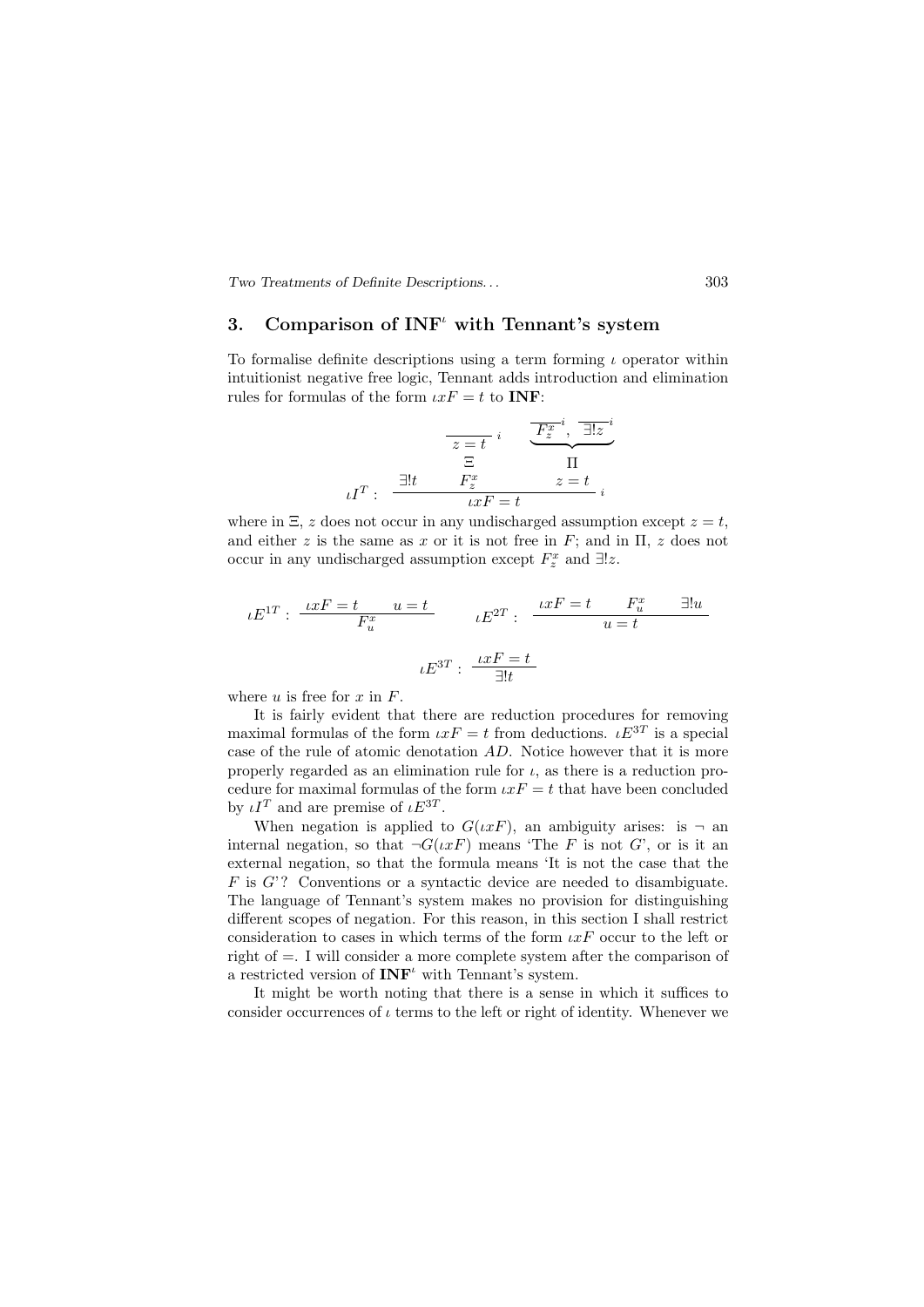## 3. Comparison of $\mathbf{INF}^\iota$ with Tennant's system

To formalise definite descriptions using a term forming $\iota$ operator within intuitionist negative free logic, Tennant adds introduction and elimination rules for formulas of the form $\iota xF = t$ to **INF**:

$$\iota I^T: \quad \dfrac{\exists! t \qquad \begin{array}{c} \overline{z = t}^{\,i} \\ \Xi \\ F^x_z \end{array} \qquad \begin{array}{c} \underbrace{\overline{F^x_z}^{\,i},\ \overline{\exists! z}^{\,i}} \\ \Pi \\ z = t \end{array}}{\iota xF = t}\, i$$

where in $\Xi$, $z$ does not occur in any undischarged assumption except $z = t$, and either $z$ is the same as $x$ or it is not free in $F$; and in $\Pi$, $z$ does not occur in any undischarged assumption except $F^x_z$ and $\exists! z$.

$$\iota E^{1T}: \quad \dfrac{\iota xF = t \qquad u = t}{F^x_u} \qquad\qquad \iota E^{2T}: \quad \dfrac{\iota xF = t \qquad F^x_u \qquad \exists! u}{u = t}$$

$$\iota E^{3T}: \quad \dfrac{\iota xF = t}{\exists! t}$$

where $u$ is free for $x$ in $F$.

It is fairly evident that there are reduction procedures for removing maximal formulas of the form $\iota xF = t$ from deductions. $\iota E^{3T}$ is a special case of the rule of atomic denotation $AD$. Notice however that it is more properly regarded as an elimination rule for $\iota$, as there is a reduction procedure for maximal formulas of the form $\iota xF = t$ that have been concluded by $\iota I^T$ and are premise of $\iota E^{3T}$.

When negation is applied to $G(\iota xF)$, an ambiguity arises: is $\neg$ an internal negation, so that $\neg G(\iota xF)$ means 'The $F$ is not $G$', or is it an external negation, so that the formula means 'It is not the case that the $F$ is $G$'? Conventions or a syntactic device are needed to disambiguate. The language of Tennant's system makes no provision for distinguishing different scopes of negation. For this reason, in this section I shall restrict consideration to cases in which terms of the form $\iota xF$ occur to the left or right of $=$. I will consider a more complete system after the comparison of a restricted version of $\mathbf{INF}^\iota$ with Tennant's system.

It might be worth noting that there is a sense in which it suffices to consider occurrences of $\iota$ terms to the left or right of identity. Whenever we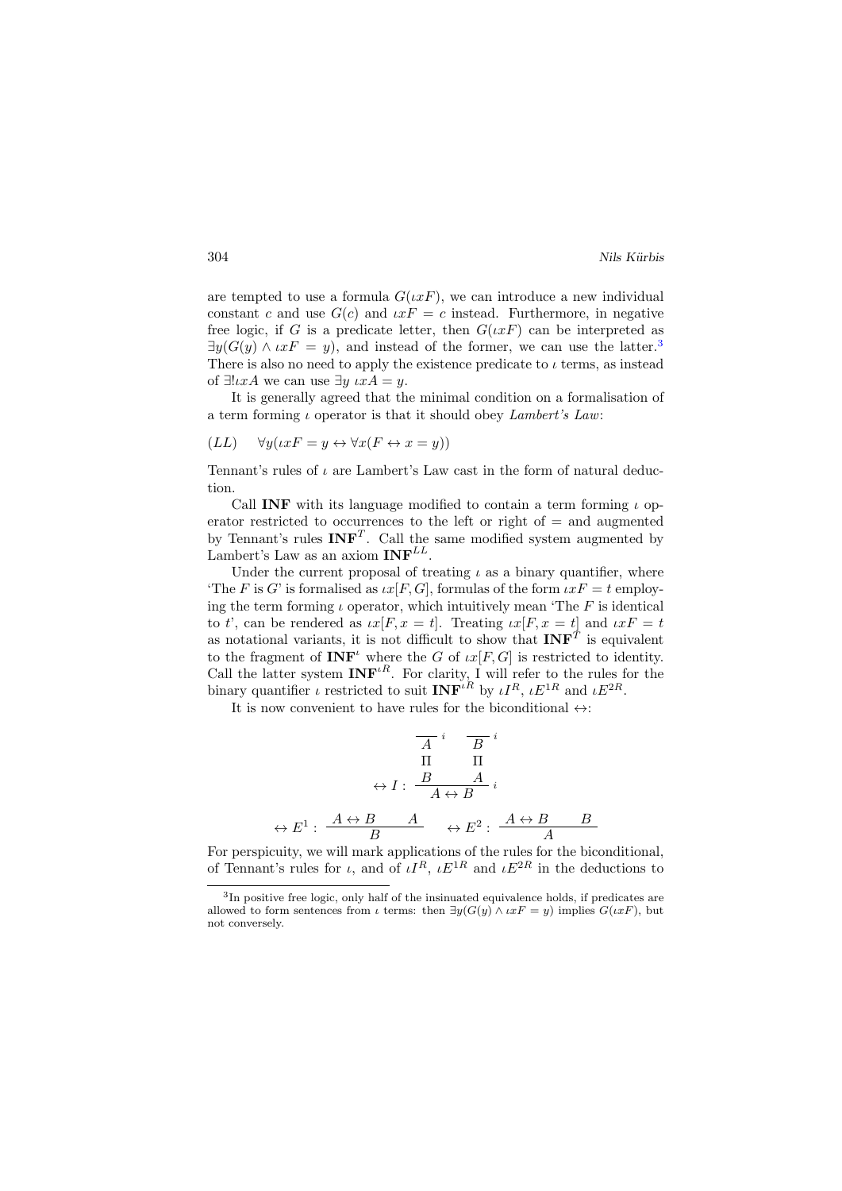are tempted to use a formula $G(\iota xF)$, we can introduce a new individual constant $c$ and use $G(c)$ and $\iota xF = c$ instead. Furthermore, in negative free logic, if $G$ is a predicate letter, then $G(\iota xF)$ can be interpreted as $\exists y(G(y) \wedge \iota xF = y)$, and instead of the former, we can use the latter.[3] There is also no need to apply the existence predicate to $\iota$ terms, as instead of $\exists!\iota xA$ we can use $\exists y\ \iota xA = y$.

It is generally agreed that the minimal condition on a formalisation of a term forming $\iota$ operator is that it should obey *Lambert's Law*:

$$(LL) \quad \forall y(\iota xF = y \leftrightarrow \forall x(F \leftrightarrow x = y))$$

Tennant's rules of $\iota$ are Lambert's Law cast in the form of natural deduction.

Call **INF** with its language modified to contain a term forming $\iota$ operator restricted to occurrences to the left or right of $=$ and augmented by Tennant's rules $\mathbf{INF}^T$. Call the same modified system augmented by Lambert's Law as an axiom $\mathbf{INF}^{LL}$.

Under the current proposal of treating $\iota$ as a binary quantifier, where 'The $F$ is $G$' is formalised as $\iota x[F, G]$, formulas of the form $\iota xF = t$ employing the term forming $\iota$ operator, which intuitively mean 'The $F$ is identical to $t$', can be rendered as $\iota x[F, x = t]$. Treating $\iota x[F, x = t]$ and $\iota xF = t$ as notational variants, it is not difficult to show that $\mathbf{INF}^T$ is equivalent to the fragment of $\mathbf{INF}^\iota$ where the $G$ of $\iota x[F, G]$ is restricted to identity. Call the latter system $\mathbf{INF}^{\iota R}$. For clarity, I will refer to the rules for the binary quantifier $\iota$ restricted to suit $\mathbf{INF}^{\iota R}$ by $\iota I^R$, $\iota E^{1R}$ and $\iota E^{2R}$.

It is now convenient to have rules for the biconditional $\leftrightarrow$:

$$\leftrightarrow I: \ \dfrac{\begin{matrix}\overline{A}^{\,i} \\ \Pi \\ B\end{matrix} \qquad \begin{matrix}\overline{B}^{\,i} \\ \Pi \\ A\end{matrix}}{A \leftrightarrow B}\,i$$

$$\leftrightarrow E^1: \ \dfrac{A \leftrightarrow B \qquad A}{B} \qquad \leftrightarrow E^2: \ \dfrac{A \leftrightarrow B \qquad B}{A}$$

For perspicuity, we will mark applications of the rules for the biconditional, of Tennant's rules for $\iota$, and of $\iota I^R$, $\iota E^{1R}$ and $\iota E^{2R}$ in the deductions to

[3] In positive free logic, only half of the insinuated equivalence holds, if predicates are allowed to form sentences from $\iota$ terms: then $\exists y(G(y) \wedge \iota xF = y)$ implies $G(\iota xF)$, but not conversely.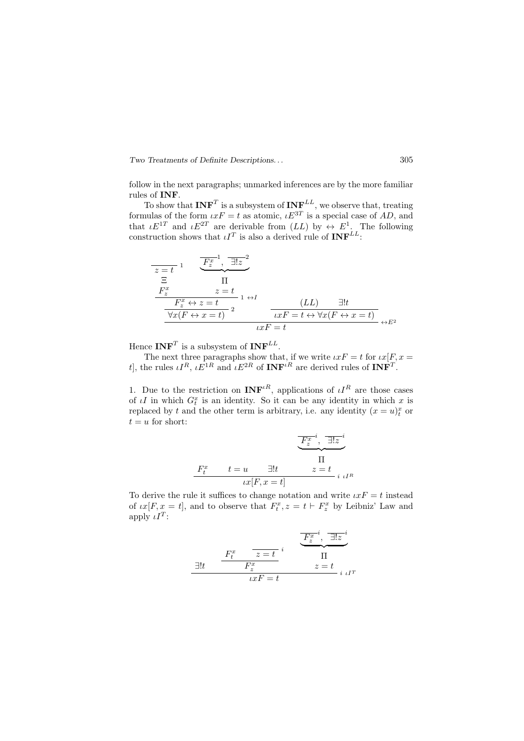follow in the next paragraphs; unmarked inferences are by the more familiar rules of **INF**.

To show that $\mathbf{INF}^T$ is a subsystem of $\mathbf{INF}^{LL}$, we observe that, treating formulas of the form $\iota xF = t$ as atomic, $\iota E^{3T}$ is a special case of $AD$, and that $\iota E^{1T}$ and $\iota E^{2T}$ are derivable from $(LL)$ by $\leftrightarrow E^1$. The following construction shows that $\iota I^T$ is also a derived rule of $\mathbf{INF}^{LL}$:

$$
\dfrac{
\dfrac{
\dfrac{
\begin{matrix} \overline{z = t}^{\,1} \\ \Xi \\ F^x_z \end{matrix}
\qquad
\begin{matrix} \underbrace{\overline{F^x_z}^{\,1},\ \overline{\exists! z}^{\,2}} \\ \Pi \\ z = t \end{matrix}
}{F^x_z \leftrightarrow z = t}\ {\scriptstyle 1\ \leftrightarrow I}
}{\forall x(F \leftrightarrow x = t)}\ {\scriptstyle 2}
\qquad
\dfrac{(LL) \qquad \exists! t}{\iota xF = t \leftrightarrow \forall x(F \leftrightarrow x = t)}
}{\iota xF = t}\ {\scriptstyle \leftrightarrow E^2}
$$

Hence $\mathbf{INF}^T$ is a subsystem of $\mathbf{INF}^{LL}$.

The next three paragraphs show that, if we write $\iota xF = t$ for $\iota x[F, x = t]$, the rules $\iota I^R$, $\iota E^{1R}$ and $\iota E^{2R}$ of $\mathbf{INF}^{\iota R}$ are derived rules of $\mathbf{INF}^T$.

1. Due to the restriction on $\mathbf{INF}^{\iota R}$, applications of $\iota I^R$ are those cases of $\iota I$ in which $G^x_t$ is an identity. So it can be any identity in which $x$ is replaced by $t$ and the other term is arbitrary, i.e. any identity $(x = u)^x_t$ or $t = u$ for short:

$$
\dfrac{F^x_t \qquad t = u \qquad \exists! t \qquad \begin{matrix} \underbrace{\overline{F^x_z}^{\,i},\ \overline{\exists! z}^{\,i}} \\ \Pi \\ z = t \end{matrix}}{\iota x[F, x = t]}\ {\scriptstyle i\ \iota I^R}
$$

To derive the rule it suffices to change notation and write $\iota xF = t$ instead of $\iota x[F, x = t]$, and to observe that $F^x_t, z = t \vdash F^x_z$ by Leibniz' Law and apply $\iota I^T$:

$$
\dfrac{\exists! t \qquad \dfrac{F^x_t \qquad \overline{z = t}^{\,i}}{F^x_z} \qquad \begin{matrix} \underbrace{\overline{F^x_z}^{\,i},\ \overline{\exists! z}^{\,i}} \\ \Pi \\ z = t \end{matrix}}{\iota xF = t}\ {\scriptstyle i\ \iota I^T}
$$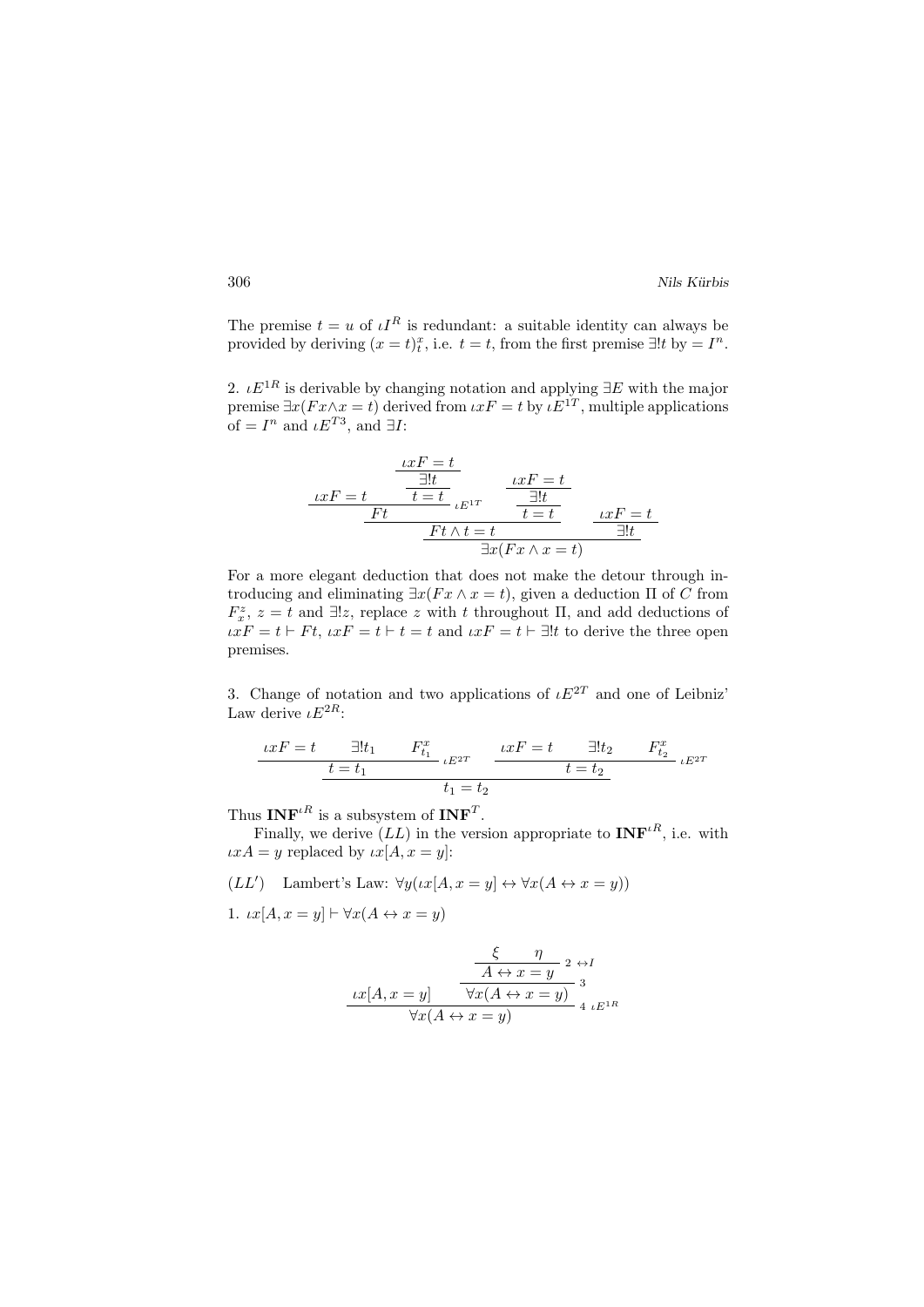The premise $t = u$ of $\iota I^R$ is redundant: a suitable identity can always be provided by deriving $(x = t)^x_t$, i.e. $t = t$, from the first premise $\exists! t$ by $= I^n$.

2. $\iota E^{1R}$ is derivable by changing notation and applying $\exists E$ with the major premise $\exists x(Fx \wedge x = t)$ derived from $\iota xF = t$ by $\iota E^{1T}$, multiple applications of $= I^n$ and $\iota E^{T3}$, and $\exists I$:

$$
\dfrac{\dfrac{\iota xF = t \qquad \dfrac{\dfrac{\iota xF = t}{\exists! t}}{t = t}}{Ft}\,\iota E^{1T} \qquad \dfrac{\dfrac{\iota xF = t}{\exists! t}}{t = t}}{\dfrac{Ft \wedge t = t \qquad\qquad \dfrac{\iota xF = t}{\exists! t}}{\exists x(Fx \wedge x = t)}}
$$

For a more elegant deduction that does not make the detour through introducing and eliminating $\exists x(Fx \wedge x = t)$, given a deduction $\Pi$ of $C$ from $F^z_x$, $z = t$ and $\exists! z$, replace $z$ with $t$ throughout $\Pi$, and add deductions of $\iota xF = t \vdash Ft$, $\iota xF = t \vdash t = t$ and $\iota xF = t \vdash \exists! t$ to derive the three open premises.

3. Change of notation and two applications of $\iota E^{2T}$ and one of Leibniz' Law derive $\iota E^{2R}$:

$$
\dfrac{\dfrac{\iota xF = t \qquad \exists! t_1 \qquad F^x_{t_1}}{t = t_1}\,\iota E^{2T} \qquad \dfrac{\iota xF = t \qquad \exists! t_2 \qquad F^x_{t_2}}{t = t_2}\,\iota E^{2T}}{t_1 = t_2}
$$

Thus $\mathbf{INF}^{\iota R}$ is a subsystem of $\mathbf{INF}^T$.

Finally, we derive $(LL)$ in the version appropriate to $\mathbf{INF}^{\iota R}$, i.e. with $\iota xA = y$ replaced by $\iota x[A, x = y]$:

$(LL')$ Lambert's Law: $\forall y(\iota x[A, x = y] \leftrightarrow \forall x(A \leftrightarrow x = y))$

1. $\iota x[A, x = y] \vdash \forall x(A \leftrightarrow x = y)$

$$
\dfrac{\iota x[A, x = y] \qquad \dfrac{\dfrac{\xi \qquad \eta}{A \leftrightarrow x = y}\,{}^{2}\,{\leftrightarrow}I}{\forall x(A \leftrightarrow x = y)}\,{}^{3}}{\forall x(A \leftrightarrow x = y)}\,{}^{4}\,\iota E^{1R}
$$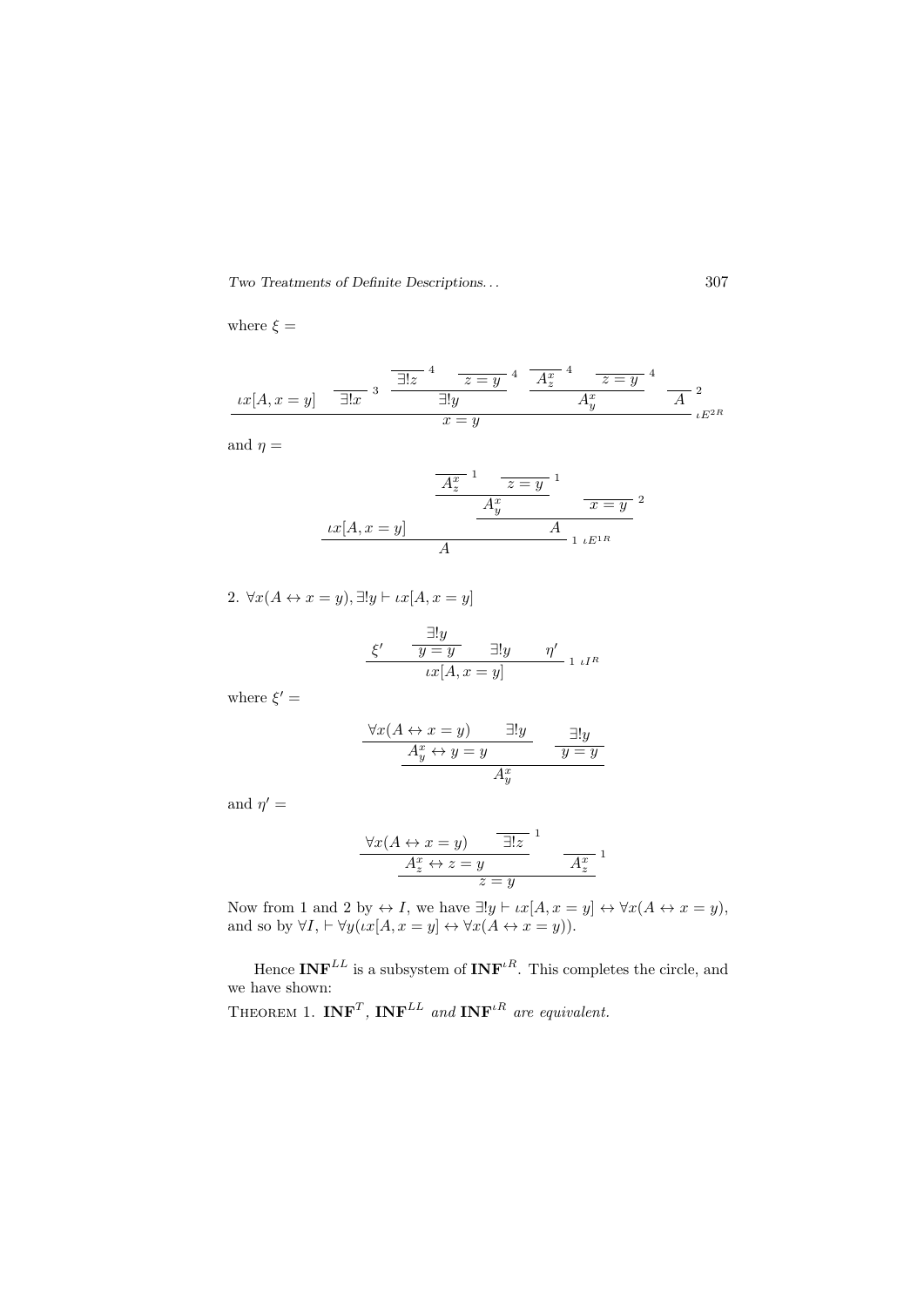where $\xi =$

$$\dfrac{\iota x[A, x=y] \qquad \overline{\exists! x}^{\,3} \qquad \dfrac{\overline{\exists! z}^{\,4} \qquad \overline{z=y}^{\,4}}{\exists! y} \qquad \dfrac{\overline{A^x_z}^{\,4} \qquad \overline{z=y}^{\,4}}{A^x_y} \qquad \overline{A}^{\,2}}{x=y}\ {}_{\iota E^{2R}}$$

and $\eta =$

$$\dfrac{\iota x[A, x=y] \qquad \dfrac{\dfrac{\overline{A^x_z}^{\,1} \qquad \overline{z=y}^{\,1}}{A^x_y} \qquad \overline{x=y}^{\,2}}{A}}{A}\ {}_{1\ \iota E^{1R}}$$

2. $\forall x(A \leftrightarrow x=y), \exists! y \vdash \iota x[A, x=y]$

$$\dfrac{\xi' \qquad \dfrac{\exists! y}{y=y} \qquad \exists! y \qquad \eta'}{\iota x[A, x=y]}\ {}_{1\ \iota I^{R}}$$

where $\xi' =$

$$\dfrac{\dfrac{\forall x(A \leftrightarrow x=y) \qquad \exists! y}{A^x_y \leftrightarrow y=y} \qquad \dfrac{\exists! y}{y=y}}{A^x_y}$$

and $\eta' =$

$$\dfrac{\dfrac{\forall x(A \leftrightarrow x=y) \qquad \overline{\exists! z}^{\,1}}{A^x_z \leftrightarrow z=y} \qquad \overline{A^x_z}^{\,1}}{z=y}$$

Now from 1 and 2 by $\leftrightarrow I$, we have $\exists! y \vdash \iota x[A, x=y] \leftrightarrow \forall x(A \leftrightarrow x=y)$, and so by $\forall I$, $\vdash \forall y(\iota x[A, x=y] \leftrightarrow \forall x(A \leftrightarrow x=y))$.

Hence $\mathbf{INF}^{LL}$ is a subsystem of $\mathbf{INF}^{\iota R}$. This completes the circle, and we have shown:

THEOREM 1. *$\mathbf{INF}^{T}$, $\mathbf{INF}^{LL}$ and $\mathbf{INF}^{\iota R}$ are equivalent.*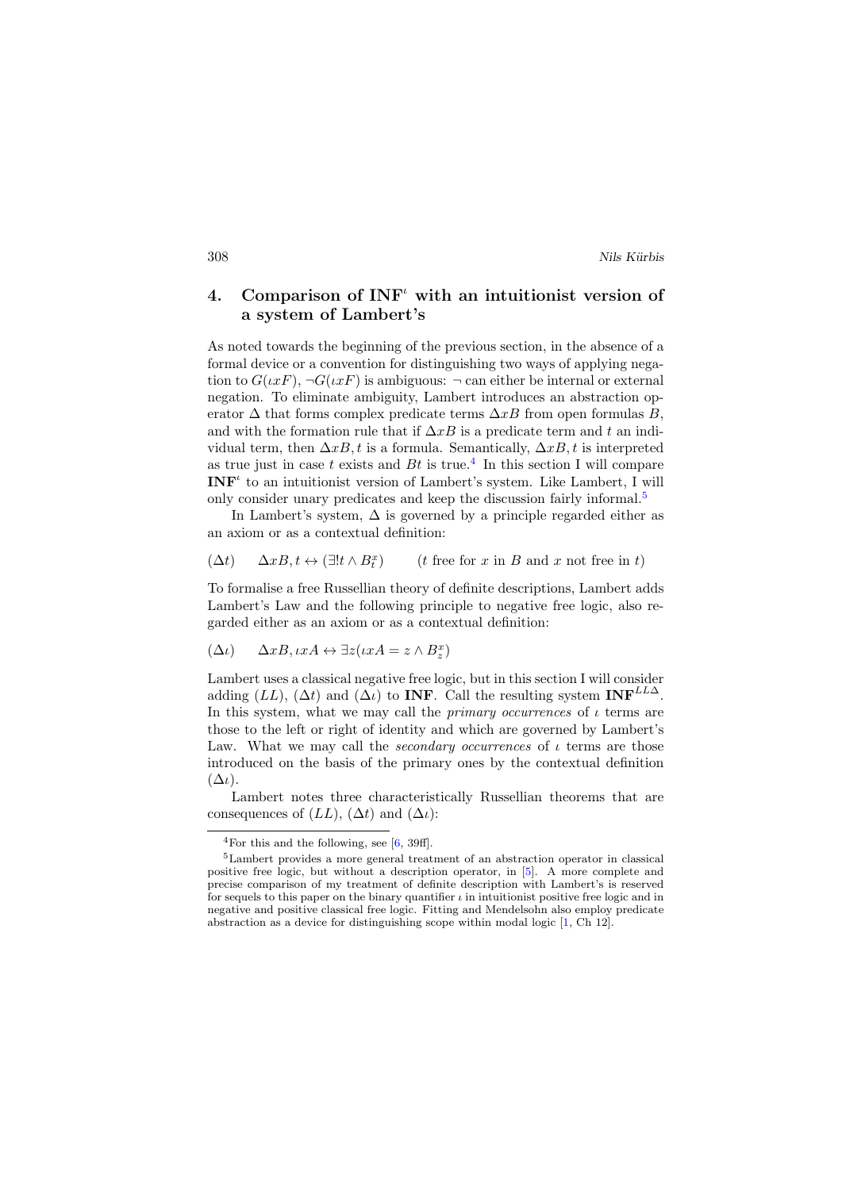## 4. Comparison of $\mathbf{INF}^\iota$ with an intuitionist version of a system of Lambert's

As noted towards the beginning of the previous section, in the absence of a formal device or a convention for distinguishing two ways of applying negation to $G(\iota xF)$, $\neg G(\iota xF)$ is ambiguous: $\neg$ can either be internal or external negation. To eliminate ambiguity, Lambert introduces an abstraction operator $\Delta$ that forms complex predicate terms $\Delta xB$ from open formulas $B$, and with the formation rule that if $\Delta xB$ is a predicate term and $t$ an individual term, then $\Delta xB, t$ is a formula. Semantically, $\Delta xB, t$ is interpreted as true just in case $t$ exists and $Bt$ is true.[4] In this section I will compare $\mathbf{INF}^\iota$ to an intuitionist version of Lambert's system. Like Lambert, I will only consider unary predicates and keep the discussion fairly informal.[5]

In Lambert's system, $\Delta$ is governed by a principle regarded either as an axiom or as a contextual definition:

$$(\Delta t) \qquad \Delta xB, t \leftrightarrow (\exists! t \wedge B^x_t) \qquad (t \text{ free for } x \text{ in } B \text{ and } x \text{ not free in } t)$$

To formalise a free Russellian theory of definite descriptions, Lambert adds Lambert's Law and the following principle to negative free logic, also regarded either as an axiom or as a contextual definition:

$$(\Delta\iota) \qquad \Delta xB, \iota xA \leftrightarrow \exists z(\iota xA = z \wedge B^x_z)$$

Lambert uses a classical negative free logic, but in this section I will consider adding $(LL)$, $(\Delta t)$ and $(\Delta\iota)$ to **INF**. Call the resulting system $\mathbf{INF}^{LL\Delta}$. In this system, what we may call the *primary occurrences* of $\iota$ terms are those to the left or right of identity and which are governed by Lambert's Law. What we may call the *secondary occurrences* of $\iota$ terms are those introduced on the basis of the primary ones by the contextual definition $(\Delta\iota)$.

Lambert notes three characteristically Russellian theorems that are consequences of $(LL)$, $(\Delta t)$ and $(\Delta\iota)$:

---

[4] For this and the following, see [6, 39ff].

[5] Lambert provides a more general treatment of an abstraction operator in classical positive free logic, but without a description operator, in [5]. A more complete and precise comparison of my treatment of definite description with Lambert's is reserved for sequels to this paper on the binary quantifier $\iota$ in intuitionist positive free logic and in negative and positive classical free logic. Fitting and Mendelsohn also employ predicate abstraction as a device for distinguishing scope within modal logic [1, Ch 12].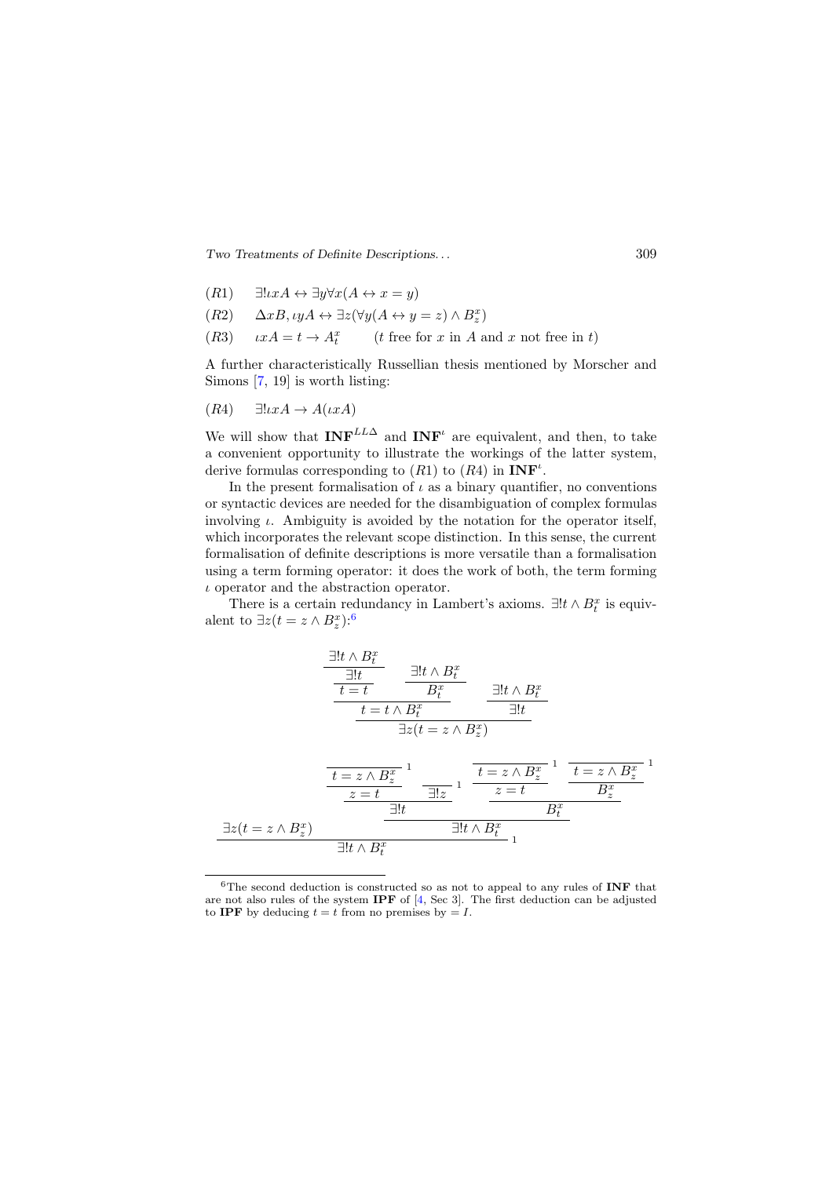$(R1)\quad \exists!\iota xA \leftrightarrow \exists y\forall x(A \leftrightarrow x = y)$

$(R2)\quad \Delta xB, \iota yA \leftrightarrow \exists z(\forall y(A \leftrightarrow y = z) \wedge B^x_z)$

$(R3)\quad \iota xA = t \rightarrow A^x_t \qquad$ ($t$ free for $x$ in $A$ and $x$ not free in $t$)

A further characteristically Russellian thesis mentioned by Morscher and Simons [7, 19] is worth listing:

$(R4)\quad \exists!\iota xA \rightarrow A(\iota xA)$

We will show that $\mathbf{INF}^{LL\Delta}$ and $\mathbf{INF}^{\iota}$ are equivalent, and then, to take a convenient opportunity to illustrate the workings of the latter system, derive formulas corresponding to $(R1)$ to $(R4)$ in $\mathbf{INF}^{\iota}$.

In the present formalisation of $\iota$ as a binary quantifier, no conventions or syntactic devices are needed for the disambiguation of complex formulas involving $\iota$. Ambiguity is avoided by the notation for the operator itself, which incorporates the relevant scope distinction. In this sense, the current formalisation of definite descriptions is more versatile than a formalisation using a term forming operator: it does the work of both, the term forming $\iota$ operator and the abstraction operator.

There is a certain redundancy in Lambert's axioms. $\exists!t \wedge B^x_t$ is equivalent to $\exists z(t = z \wedge B^x_z)$:[6]

$$
\dfrac{\dfrac{\dfrac{\dfrac{\exists!t \wedge B^x_t}{\exists!t}}{t = t} \qquad \dfrac{\exists!t \wedge B^x_t}{B^x_t}}{t = t \wedge B^x_t} \qquad \dfrac{\exists!t \wedge B^x_t}{\exists!t}}{\exists z(t = z \wedge B^x_z)}
$$

$$
\dfrac{\exists z(t = z \wedge B^x_z) \qquad \dfrac{\dfrac{\dfrac{\overline{t = z \wedge B^x_z}^{\,1}}{z = t} \qquad \overline{\exists!z}^{\,1}}{\exists!t} \qquad \dfrac{\dfrac{\overline{t = z \wedge B^x_z}^{\,1}}{z = t} \qquad \dfrac{\overline{t = z \wedge B^x_z}^{\,1}}{B^x_z}}{B^x_t}}{\exists!t \wedge B^x_t}}{\exists!t \wedge B^x_t}\;1
$$

[6] The second deduction is constructed so as not to appeal to any rules of **INF** that are not also rules of the system **IPF** of [4, Sec 3]. The first deduction can be adjusted to **IPF** by deducing $t = t$ from no premises by $=I$.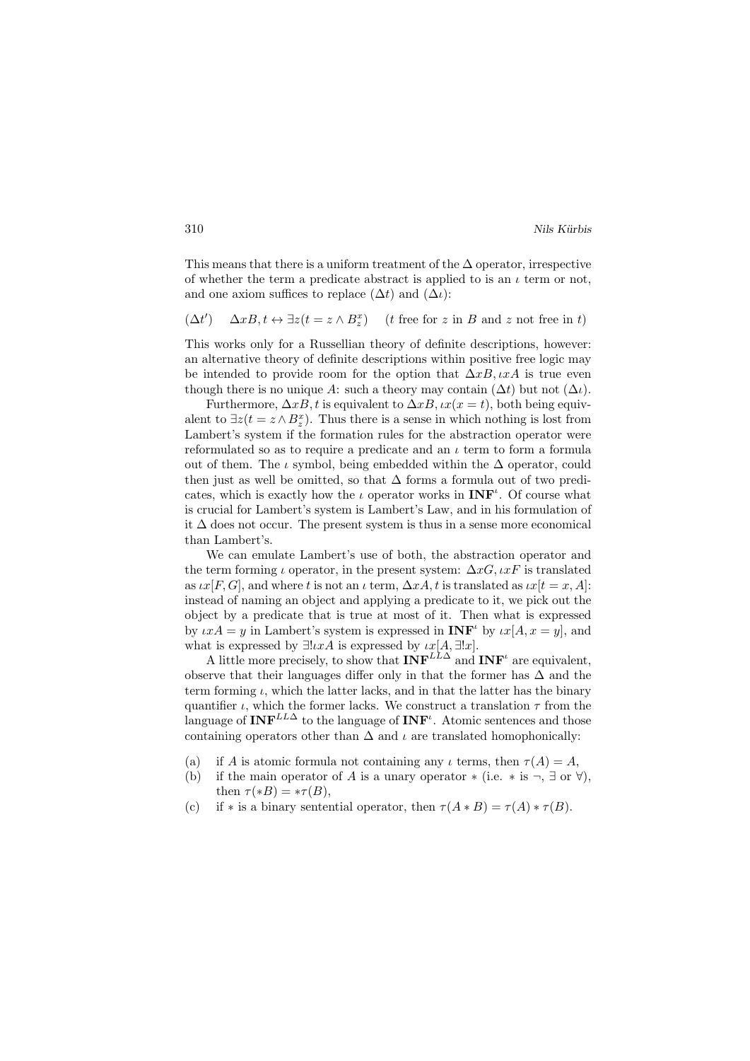This means that there is a uniform treatment of the $\Delta$ operator, irrespective of whether the term a predicate abstract is applied to is an $\iota$ term or not, and one axiom suffices to replace $(\Delta t)$ and $(\Delta\iota)$:

$(\Delta t')$ $\quad \Delta xB, t \leftrightarrow \exists z(t = z \wedge B^x_z)$ $\quad$ ($t$ free for $z$ in $B$ and $z$ not free in $t$)

This works only for a Russellian theory of definite descriptions, however: an alternative theory of definite descriptions within positive free logic may be intended to provide room for the option that $\Delta xB, \iota xA$ is true even though there is no unique $A$: such a theory may contain $(\Delta t)$ but not $(\Delta\iota)$.

Furthermore, $\Delta xB, t$ is equivalent to $\Delta xB, \iota x(x = t)$, both being equivalent to $\exists z(t = z \wedge B^x_z)$. Thus there is a sense in which nothing is lost from Lambert's system if the formation rules for the abstraction operator were reformulated so as to require a predicate and an $\iota$ term to form a formula out of them. The $\iota$ symbol, being embedded within the $\Delta$ operator, could then just as well be omitted, so that $\Delta$ forms a formula out of two predicates, which is exactly how the $\iota$ operator works in $\mathbf{INF}^\iota$. Of course what is crucial for Lambert's system is Lambert's Law, and in his formulation of it $\Delta$ does not occur. The present system is thus in a sense more economical than Lambert's.

We can emulate Lambert's use of both, the abstraction operator and the term forming $\iota$ operator, in the present system: $\Delta xG, \iota xF$ is translated as $\iota x[F, G]$, and where $t$ is not an $\iota$ term, $\Delta xA, t$ is translated as $\iota x[t = x, A]$: instead of naming an object and applying a predicate to it, we pick out the object by a predicate that is true at most of it. Then what is expressed by $\iota xA = y$ in Lambert's system is expressed in $\mathbf{INF}^\iota$ by $\iota x[A, x = y]$, and what is expressed by $\exists!\iota xA$ is expressed by $\iota x[A, \exists!x]$.

A little more precisely, to show that $\mathbf{INF}^{LL\Delta}$ and $\mathbf{INF}^\iota$ are equivalent, observe that their languages differ only in that the former has $\Delta$ and the term forming $\iota$, which the latter lacks, and in that the latter has the binary quantifier $\iota$, which the former lacks. We construct a translation $\tau$ from the language of $\mathbf{INF}^{LL\Delta}$ to the language of $\mathbf{INF}^\iota$. Atomic sentences and those containing operators other than $\Delta$ and $\iota$ are translated homophonically:

(a) if $A$ is atomic formula not containing any $\iota$ terms, then $\tau(A) = A$,

(b) if the main operator of $A$ is a unary operator $*$ (i.e. $*$ is $\neg$, $\exists$ or $\forall$), then $\tau(*B) = *\tau(B)$,

(c) if $*$ is a binary sentential operator, then $\tau(A * B) = \tau(A) * \tau(B)$.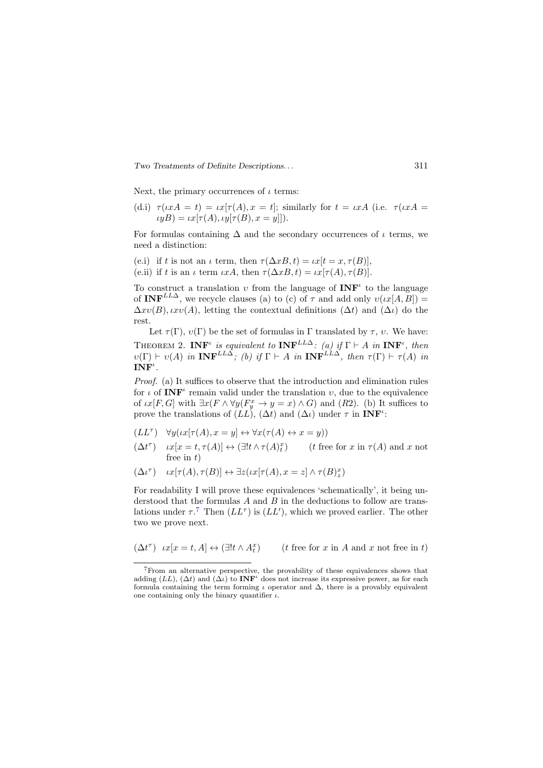Next, the primary occurrences of $\iota$ terms:

(d.i) $\tau(\iota x A = t) = \iota x[\tau(A), x = t]$; similarly for $t = \iota x A$ (i.e. $\tau(\iota x A = \iota y B) = \iota x[\tau(A), \iota y[\tau(B), x = y]]$).

For formulas containing $\Delta$ and the secondary occurrences of $\iota$ terms, we need a distinction:

(e.i) if $t$ is not an $\iota$ term, then $\tau(\Delta x B, t) = \iota x[t = x, \tau(B)]$,

(e.ii) if $t$ is an $\iota$ term $\iota x A$, then $\tau(\Delta x B, t) = \iota x[\tau(A), \tau(B)]$.

To construct a translation $\upsilon$ from the language of $\mathbf{INF}^{\iota}$ to the language of $\mathbf{INF}^{LL\Delta}$, we recycle clauses (a) to (c) of $\tau$ and add only $\upsilon(\iota x[A, B]) = \Delta x \upsilon(B), \iota x \upsilon(A)$, letting the contextual definitions $(\Delta t)$ and $(\Delta\iota)$ do the rest.

Let $\tau(\Gamma)$, $\upsilon(\Gamma)$ be the set of formulas in $\Gamma$ translated by $\tau$, $\upsilon$. We have:

THEOREM 2. *$\mathbf{INF}^{\iota}$ is equivalent to $\mathbf{INF}^{LL\Delta}$: (a) if $\Gamma \vdash A$ in $\mathbf{INF}^{\iota}$, then $\upsilon(\Gamma) \vdash \upsilon(A)$ in $\mathbf{INF}^{LL\Delta}$; (b) if $\Gamma \vdash A$ in $\mathbf{INF}^{LL\Delta}$, then $\tau(\Gamma) \vdash \tau(A)$ in $\mathbf{INF}^{\iota}$.*

*Proof.* (a) It suffices to observe that the introduction and elimination rules for $\iota$ of $\mathbf{INF}^{\iota}$ remain valid under the translation $\upsilon$, due to the equivalence of $\iota x[F, G]$ with $\exists x(F \land \forall y(F^x_y \to y = x) \land G)$ and $(R2)$. (b) It suffices to prove the translations of $(LL)$, $(\Delta t)$ and $(\Delta\iota)$ under $\tau$ in $\mathbf{INF}^{\iota}$:

$(LL^{\tau})$ $\quad \forall y(\iota x[\tau(A), x = y] \leftrightarrow \forall x(\tau(A) \leftrightarrow x = y))$

$(\Delta t^{\tau})$ $\quad \iota x[x = t, \tau(A)] \leftrightarrow (\exists! t \land \tau(A)^x_t)$ $\qquad$ ($t$ free for $x$ in $\tau(A)$ and $x$ not free in $t$)

$(\Delta\iota^{\tau})$ $\quad \iota x[\tau(A), \tau(B)] \leftrightarrow \exists z(\iota x[\tau(A), x = z] \land \tau(B)^x_z)$

For readability I will prove these equivalences 'schematically', it being understood that the formulas $A$ and $B$ in the deductions to follow are translations under $\tau$.[7] Then $(LL^{\tau})$ is $(LL')$, which we proved earlier. The other two we prove next.

$(\Delta t^{\tau})$ $\quad \iota x[x = t, A] \leftrightarrow (\exists! t \land A^x_t)$ $\qquad$ ($t$ free for $x$ in $A$ and $x$ not free in $t$)

---

[7] From an alternative perspective, the provability of these equivalences shows that adding $(LL)$, $(\Delta t)$ and $(\Delta\iota)$ to $\mathbf{INF}^{\iota}$ does not increase its expressive power, as for each formula containing the term forming $\iota$ operator and $\Delta$, there is a provably equivalent one containing only the binary quantifier $\iota$.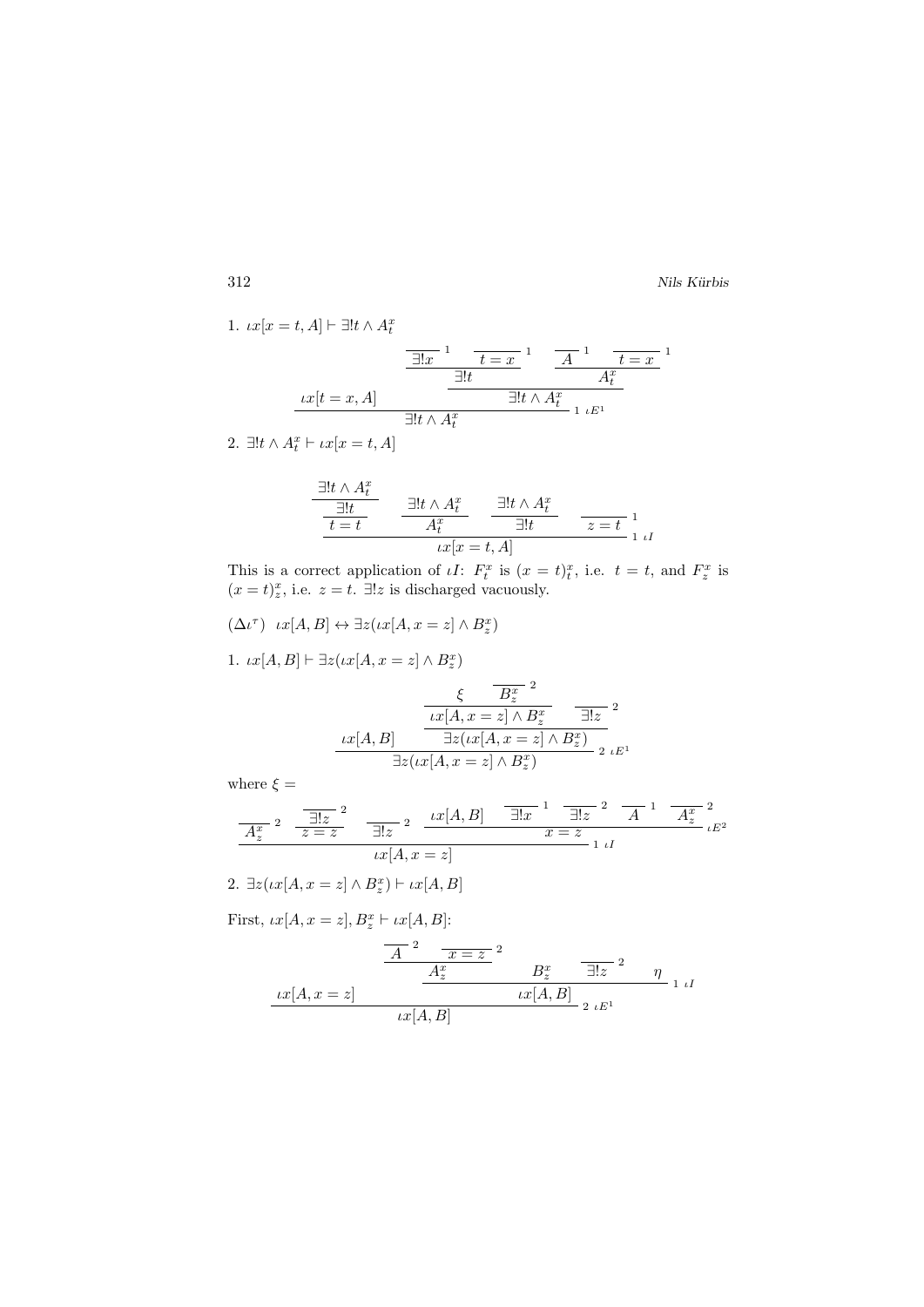1. $\iota x[x = t, A] \vdash \exists! t \wedge A^x_t$

$$\dfrac{\iota x[t = x, A] \qquad \dfrac{\dfrac{\overline{\exists! x}^{\,1} \quad \overline{t = x}^{\,1}}{\exists! t} \qquad \dfrac{\overline{A}^{\,1} \quad \overline{t = x}^{\,1}}{A^x_t}}{\exists! t \wedge A^x_t}}{\exists! t \wedge A^x_t}\ {}_{1\ \iota E^1}$$

2. $\exists! t \wedge A^x_t \vdash \iota x[x = t, A]$

$$\dfrac{\dfrac{\dfrac{\exists! t \wedge A^x_t}{\exists! t}}{t = t} \qquad \dfrac{\exists! t \wedge A^x_t}{A^x_t} \qquad \dfrac{\exists! t \wedge A^x_t}{\exists! t} \qquad \overline{z = t}^{\,1}}{\iota x[x = t, A]}\ {}_{1\ \iota I}$$

This is a correct application of $\iota I$: $F^x_t$ is $(x = t)^x_t$, i.e. $t = t$, and $F^x_z$ is $(x = t)^x_z$, i.e. $z = t$. $\exists! z$ is discharged vacuously.

$(\Delta\iota^\tau)\quad \iota x[A, B] \leftrightarrow \exists z(\iota x[A, x = z] \wedge B^x_z)$

1. $\iota x[A, B] \vdash \exists z(\iota x[A, x = z] \wedge B^x_z)$

$$\dfrac{\iota x[A, B] \qquad \dfrac{\dfrac{\xi \qquad \overline{B^x_z}^{\,2}}{\iota x[A, x = z] \wedge B^x_z} \qquad \overline{\exists! z}^{\,2}}{\exists z(\iota x[A, x = z] \wedge B^x_z)}}{\exists z(\iota x[A, x = z] \wedge B^x_z)}\ {}_{2\ \iota E^1}$$

where $\xi =$

$$\dfrac{\overline{A^x_z}^{\,2} \qquad \dfrac{\overline{\exists! z}^{\,2}}{z = z} \qquad \overline{\exists! z}^{\,2} \qquad \dfrac{\iota x[A, B] \quad \overline{\exists! x}^{\,1} \quad \overline{\exists! z}^{\,2} \quad \overline{A}^{\,1} \quad \overline{A^x_z}^{\,2}}{x = z}\ {}_{\iota E^2}}{\iota x[A, x = z]}\ {}_{1\ \iota I}$$

2. $\exists z(\iota x[A, x = z] \wedge B^x_z) \vdash \iota x[A, B]$

First, $\iota x[A, x = z], B^x_z \vdash \iota x[A, B]$:

$$\dfrac{\iota x[A, x = z] \qquad \dfrac{\dfrac{\overline{A}^{\,2} \quad \overline{x = z}^{\,2}}{A^x_z} \qquad B^x_z \qquad \overline{\exists! z}^{\,2} \qquad \eta}{\iota x[A, B]}\ {}_{1\ \iota I}}{\iota x[A, B]}\ {}_{2\ \iota E^1}$$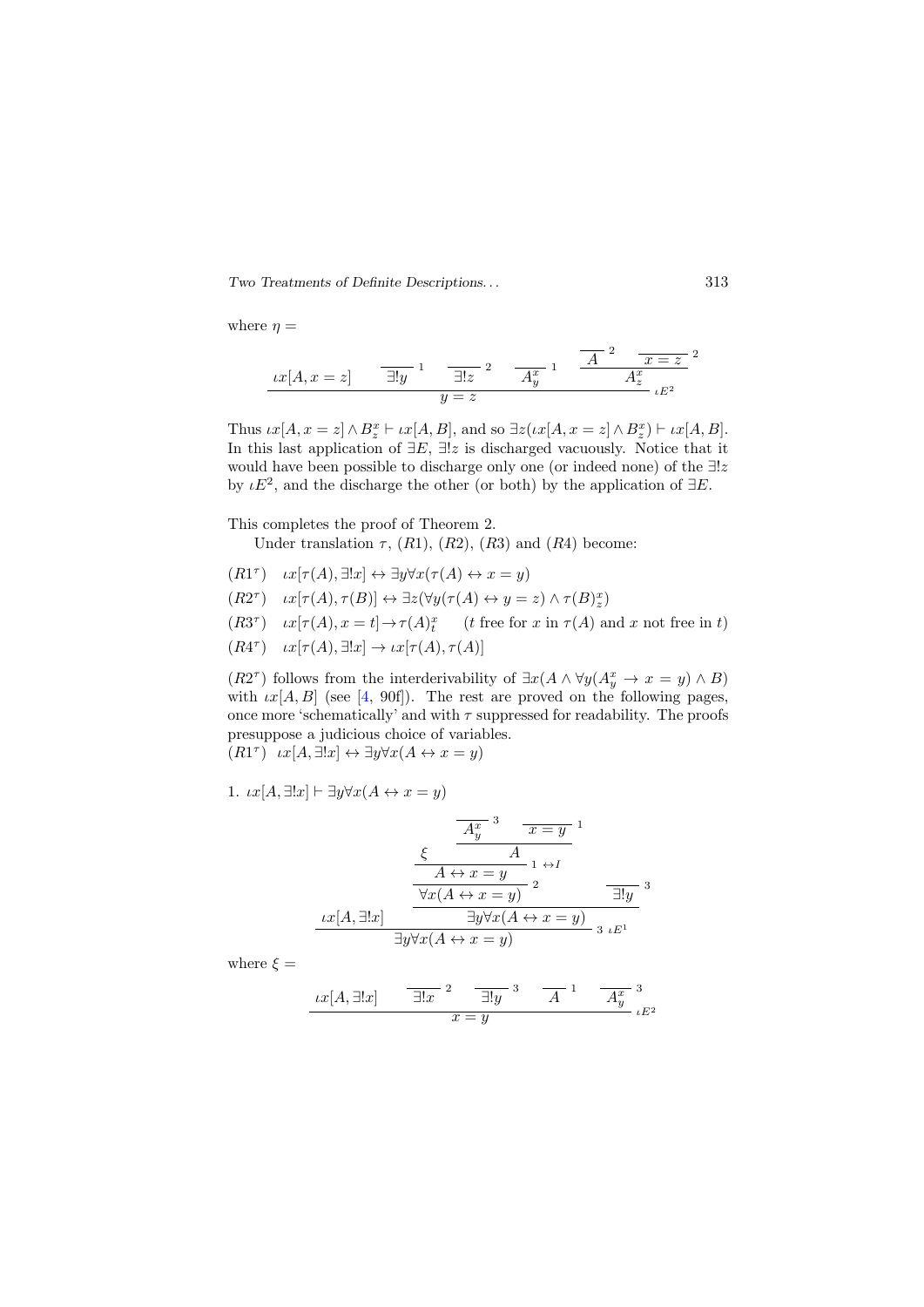where $\eta =$

$$
\dfrac{\iota x[A, x=z] \qquad \overline{\exists! y}^{\,1} \qquad \overline{\exists! z}^{\,2} \qquad \overline{A^x_y}^{\,1} \qquad \dfrac{\overline{A}^{\,2} \qquad \overline{x=z}^{\,2}}{A^x_z}}{y=z}\ \iota E^2
$$

Thus $\iota x[A, x = z] \wedge B^x_z \vdash \iota x[A, B]$, and so $\exists z(\iota x[A, x = z] \wedge B^x_z) \vdash \iota x[A, B]$. In this last application of $\exists E$, $\exists! z$ is discharged vacuously. Notice that it would have been possible to discharge only one (or indeed none) of the $\exists! z$ by $\iota E^2$, and the discharge the other (or both) by the application of $\exists E$.

This completes the proof of Theorem 2.

Under translation $\tau$, $(R1)$, $(R2)$, $(R3)$ and $(R4)$ become:

$(R1^\tau)$ $\quad \iota x[\tau(A), \exists! x] \leftrightarrow \exists y \forall x(\tau(A) \leftrightarrow x = y)$

$(R2^\tau)$ $\quad \iota x[\tau(A), \tau(B)] \leftrightarrow \exists z(\forall y(\tau(A) \leftrightarrow y = z) \wedge \tau(B)^x_z)$

$(R3^\tau)$ $\quad \iota x[\tau(A), x = t] \rightarrow \tau(A)^x_t \qquad$ ($t$ free for $x$ in $\tau(A)$ and $x$ not free in $t$)

$(R4^\tau)$ $\quad \iota x[\tau(A), \exists! x] \rightarrow \iota x[\tau(A), \tau(A)]$

$(R2^\tau)$ follows from the interderivability of $\exists x(A \wedge \forall y(A^x_y \rightarrow x = y) \wedge B)$ with $\iota x[A, B]$ (see [4, 90f]). The rest are proved on the following pages, once more 'schematically' and with $\tau$ suppressed for readability. The proofs presuppose a judicious choice of variables.

$(R1^\tau)$ $\quad \iota x[A, \exists! x] \leftrightarrow \exists y \forall x(A \leftrightarrow x = y)$

1. $\iota x[A, \exists! x] \vdash \exists y \forall x(A \leftrightarrow x = y)$

$$
\dfrac{\iota x[A, \exists! x] \qquad \dfrac{\dfrac{\dfrac{\xi \qquad \dfrac{\overline{A^x_y}^{\,3} \qquad \overline{x=y}^{\,1}}{A}}{A \leftrightarrow x = y}\ 1\ \leftrightarrow I}{\forall x(A \leftrightarrow x = y)}\ 2 \qquad \overline{\exists! y}^{\,3}}{\exists y \forall x(A \leftrightarrow x = y)}}{\exists y \forall x(A \leftrightarrow x = y)}\ 3\ \iota E^1
$$

where $\xi =$

$$
\dfrac{\iota x[A, \exists! x] \qquad \overline{\exists! x}^{\,2} \qquad \overline{\exists! y}^{\,3} \qquad \overline{A}^{\,1} \qquad \overline{A^x_y}^{\,3}}{x = y}\ \iota E^2
$$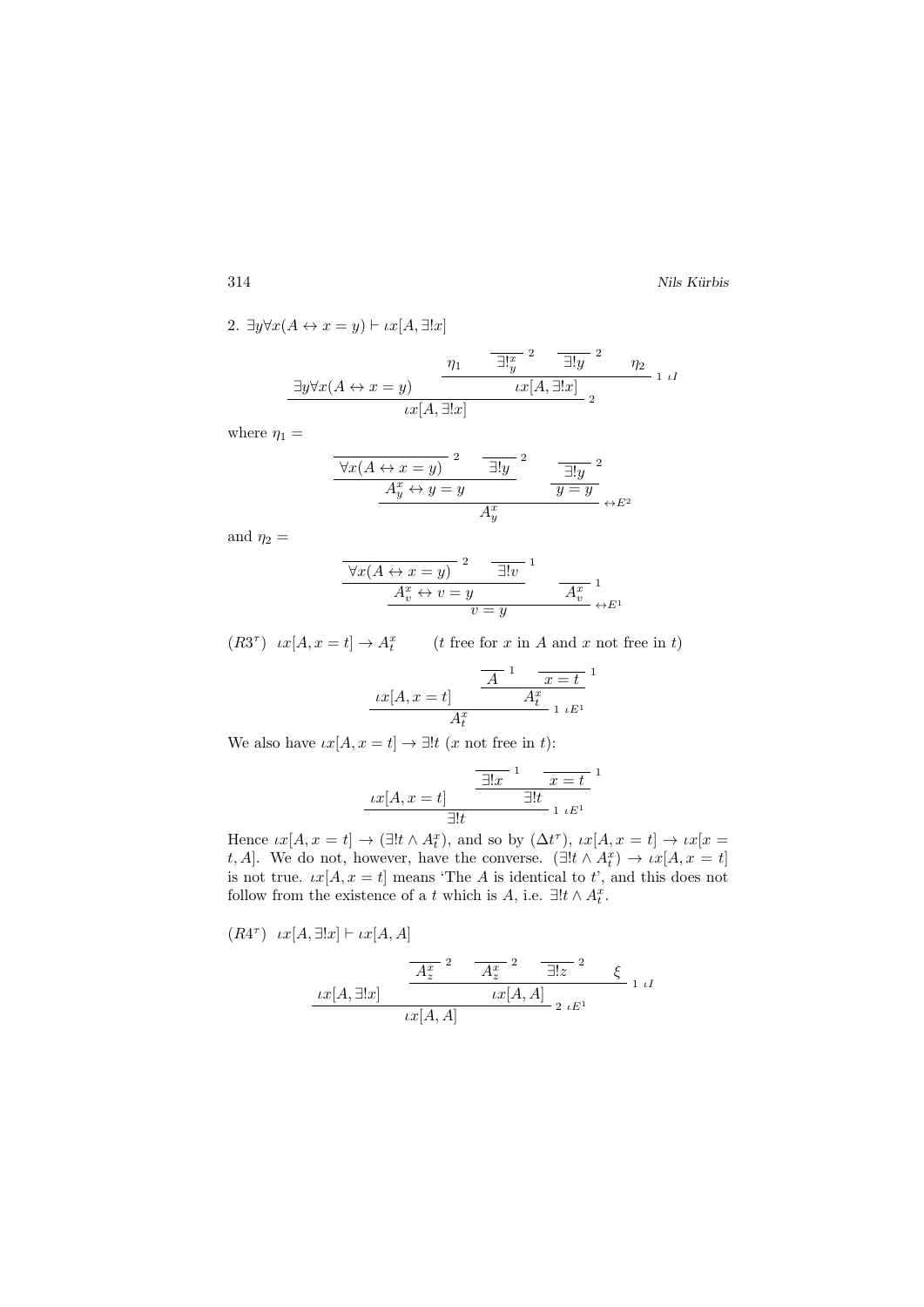2. $\exists y \forall x(A \leftrightarrow x = y) \vdash \iota x[A, \exists! x]$

$$
\dfrac{\exists y \forall x(A \leftrightarrow x = y) \qquad \dfrac{\eta_1 \qquad \overline{\exists! ^x_y}^{\,2} \qquad \overline{\exists! y}^{\,2} \qquad \eta_2}{\iota x[A, \exists! x]}\, {}_{1\ \iota I}}{\iota x[A, \exists! x]}\, {}_{2}
$$

where $\eta_1 =$

$$
\dfrac{\dfrac{\overline{\forall x(A \leftrightarrow x = y)}^{\,2} \qquad \overline{\exists! y}^{\,2}}{A^x_y \leftrightarrow y = y} \qquad \dfrac{\overline{\exists! y}^{\,2}}{y = y}}{A^x_y}\, {}_{\leftrightarrow E^2}
$$

and $\eta_2 =$

$$
\dfrac{\dfrac{\overline{\forall x(A \leftrightarrow x = y)}^{\,2} \qquad \overline{\exists! v}^{\,1}}{A^x_v \leftrightarrow v = y} \qquad \overline{A^x_v}^{\,1}}{v = y}\, {}_{\leftrightarrow E^1}
$$

$(R3^\tau)$ $\iota x[A, x = t] \rightarrow A^x_t$ $\qquad$ ($t$ free for $x$ in $A$ and $x$ not free in $t$)

$$
\dfrac{\iota x[A, x = t] \qquad \dfrac{\overline{A}^{\,1} \qquad \overline{x = t}^{\,1}}{A^x_t}}{A^x_t}\, {}_{1\ \iota E^1}
$$

We also have $\iota x[A, x = t] \rightarrow \exists! t$ ($x$ not free in $t$):

$$
\dfrac{\iota x[A, x = t] \qquad \dfrac{\overline{\exists! x}^{\,1} \qquad \overline{x = t}^{\,1}}{\exists! t}}{\exists! t}\, {}_{1\ \iota E^1}
$$

Hence $\iota x[A, x = t] \rightarrow (\exists! t \wedge A^x_t)$, and so by $(\Delta t^\tau)$, $\iota x[A, x = t] \rightarrow \iota x[x = t, A]$. We do not, however, have the converse. $(\exists! t \wedge A^x_t) \rightarrow \iota x[A, x = t]$ is not true. $\iota x[A, x = t]$ means 'The $A$ is identical to $t$', and this does not follow from the existence of a $t$ which is $A$, i.e. $\exists! t \wedge A^x_t$.

$(R4^\tau)$ $\iota x[A, \exists! x] \vdash \iota x[A, A]$

$$
\dfrac{\iota x[A, \exists! x] \qquad \dfrac{\overline{A^x_z}^{\,2} \qquad \overline{A^x_z}^{\,2} \qquad \overline{\exists! z}^{\,2} \qquad \xi}{\iota x[A, A]}\, {}_{1\ \iota I}}{\iota x[A, A]}\, {}_{2\ \iota E^1}
$$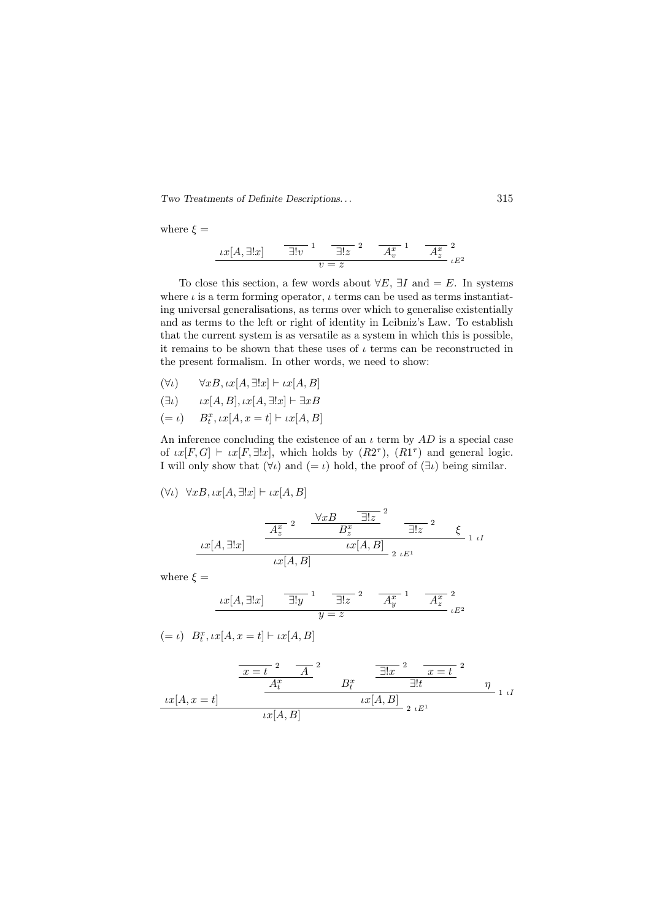where $\xi =$

$$
\dfrac{\iota x[A, \exists! x] \qquad \overline{\exists! v}^{\,1} \qquad \overline{\exists! z}^{\,2} \qquad \overline{A^x_v}^{\,1} \qquad \overline{A^x_z}^{\,2}}{v = z}\ \iota E^2
$$

To close this section, a few words about $\forall E$, $\exists I$ and $= E$. In systems where $\iota$ is a term forming operator, $\iota$ terms can be used as terms instantiating universal generalisations, as terms over which to generalise existentially and as terms to the left or right of identity in Leibniz's Law. To establish that the current system is as versatile as a system in which this is possible, it remains to be shown that these uses of $\iota$ terms can be reconstructed in the present formalism. In other words, we need to show:

($\forall \iota$) $\quad \forall x B, \iota x[A, \exists! x] \vdash \iota x[A, B]$

($\exists \iota$) $\quad \iota x[A, B], \iota x[A, \exists! x] \vdash \exists x B$

($= \iota$) $\quad B^x_t, \iota x[A, x = t] \vdash \iota x[A, B]$

An inference concluding the existence of an $\iota$ term by $AD$ is a special case of $\iota x[F, G] \vdash \iota x[F, \exists! x]$, which holds by $(R2^\tau)$, $(R1^\tau)$ and general logic. I will only show that $(\forall \iota)$ and $(= \iota)$ hold, the proof of $(\exists \iota)$ being similar.

($\forall \iota$) $\quad \forall x B, \iota x[A, \exists! x] \vdash \iota x[A, B]$

$$
\dfrac{\iota x[A, \exists! x] \qquad \dfrac{\overline{A^x_z}^{\,2} \qquad \dfrac{\forall x B \qquad \overline{\exists! z}^{\,2}}{B^x_z} \qquad \overline{\exists! z}^{\,2} \qquad \xi}{\iota x[A, B]}\ 1\ \iota I}{\iota x[A, B]}\ 2\ \iota E^1
$$

where $\xi =$

$$
\dfrac{\iota x[A, \exists! x] \qquad \overline{\exists! y}^{\,1} \qquad \overline{\exists! z}^{\,2} \qquad \overline{A^x_y}^{\,1} \qquad \overline{A^x_z}^{\,2}}{y = z}\ \iota E^2
$$

($= \iota$) $\quad B^x_t, \iota x[A, x = t] \vdash \iota x[A, B]$

$$
\dfrac{\iota x[A, x = t] \qquad \dfrac{\dfrac{\overline{x = t}^{\,2} \qquad \overline{A}^{\,2}}{A^x_t} \qquad B^x_t \qquad \dfrac{\overline{\exists! x}^{\,2} \qquad \overline{x = t}^{\,2}}{\exists! t} \qquad \eta}{\iota x[A, B]}\ 1\ \iota I}{\iota x[A, B]}\ 2\ \iota E^1
$$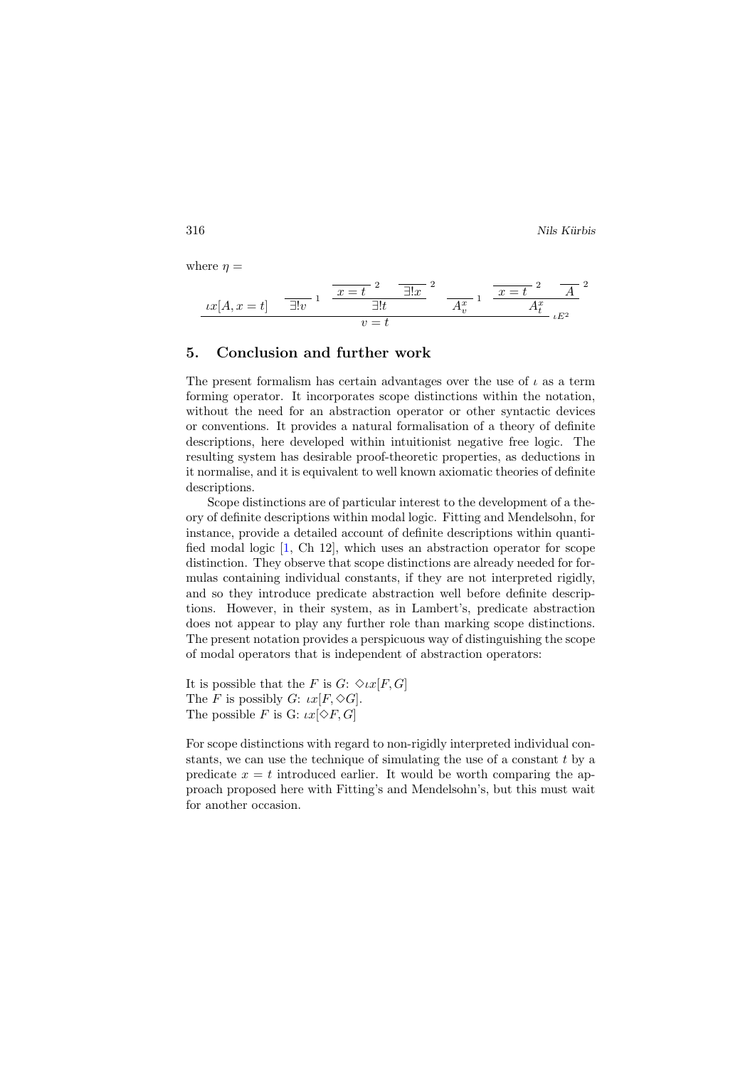where $\eta =$

$$\dfrac{\iota x[A, x=t] \qquad \dfrac{}{\exists! v}^{\,1} \qquad \dfrac{\dfrac{}{x=t}^{\,2} \quad \dfrac{}{\exists! x}^{\,2}}{\exists! t} \qquad \dfrac{}{A^x_v}^{\,1} \qquad \dfrac{\dfrac{}{x=t}^{\,2} \quad \dfrac{}{A}^{\,2}}{A^x_t}}{v=t}\,\iota E^2$$

## 5. Conclusion and further work

The present formalism has certain advantages over the use of $\iota$ as a term forming operator. It incorporates scope distinctions within the notation, without the need for an abstraction operator or other syntactic devices or conventions. It provides a natural formalisation of a theory of definite descriptions, here developed within intuitionist negative free logic. The resulting system has desirable proof-theoretic properties, as deductions in it normalise, and it is equivalent to well known axiomatic theories of definite descriptions.

Scope distinctions are of particular interest to the development of a theory of definite descriptions within modal logic. Fitting and Mendelsohn, for instance, provide a detailed account of definite descriptions within quantified modal logic [1, Ch 12], which uses an abstraction operator for scope distinction. They observe that scope distinctions are already needed for formulas containing individual constants, if they are not interpreted rigidly, and so they introduce predicate abstraction well before definite descriptions. However, in their system, as in Lambert's, predicate abstraction does not appear to play any further role than marking scope distinctions. The present notation provides a perspicuous way of distinguishing the scope of modal operators that is independent of abstraction operators:

It is possible that the $F$ is $G$: $\Diamond\iota x[F, G]$
The $F$ is possibly $G$: $\iota x[F, \Diamond G]$.
The possible $F$ is G: $\iota x[\Diamond F, G]$

For scope distinctions with regard to non-rigidly interpreted individual constants, we can use the technique of simulating the use of a constant $t$ by a predicate $x = t$ introduced earlier. It would be worth comparing the approach proposed here with Fitting's and Mendelsohn's, but this must wait for another occasion.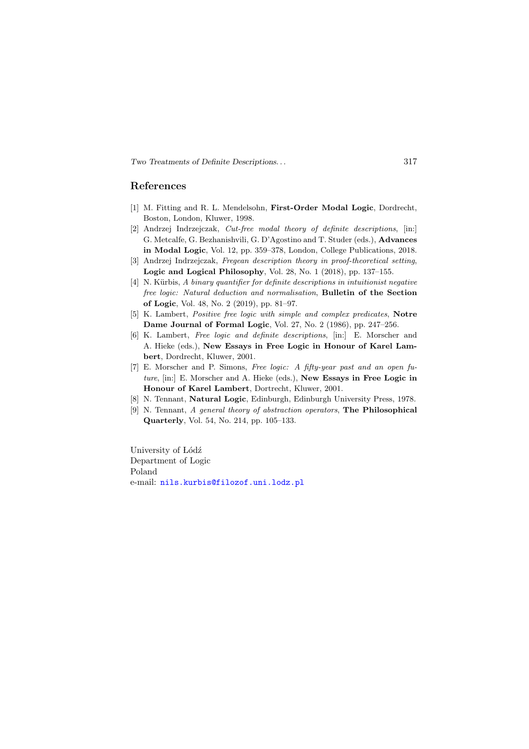## References

[1] M. Fitting and R. L. Mendelsohn, **First-Order Modal Logic**, Dordrecht, Boston, London, Kluwer, 1998.

[2] Andrzej Indrzejczak, *Cut-free modal theory of definite descriptions*, [in:] G. Metcalfe, G. Bezhanishvili, G. D'Agostino and T. Studer (eds.), **Advances in Modal Logic**, Vol. 12, pp. 359–378, London, College Publications, 2018.

[3] Andrzej Indrzejczak, *Fregean description theory in proof-theoretical setting*, **Logic and Logical Philosophy**, Vol. 28, No. 1 (2018), pp. 137–155.

[4] N. Kürbis, *A binary quantifier for definite descriptions in intuitionist negative free logic: Natural deduction and normalisation*, **Bulletin of the Section of Logic**, Vol. 48, No. 2 (2019), pp. 81–97.

[5] K. Lambert, *Positive free logic with simple and complex predicates*, **Notre Dame Journal of Formal Logic**, Vol. 27, No. 2 (1986), pp. 247–256.

[6] K. Lambert, *Free logic and definite descriptions*, [in:] E. Morscher and A. Hieke (eds.), **New Essays in Free Logic in Honour of Karel Lambert**, Dordrecht, Kluwer, 2001.

[7] E. Morscher and P. Simons, *Free logic: A fifty-year past and an open future*, [in:] E. Morscher and A. Hieke (eds.), **New Essays in Free Logic in Honour of Karel Lambert**, Dortrecht, Kluwer, 2001.

[8] N. Tennant, **Natural Logic**, Edinburgh, Edinburgh University Press, 1978.

[9] N. Tennant, *A general theory of abstraction operators*, **The Philosophical Quarterly**, Vol. 54, No. 214, pp. 105–133.

University of Łódź
Department of Logic
Poland
e-mail: nils.kurbis@filozof.uni.lodz.pl